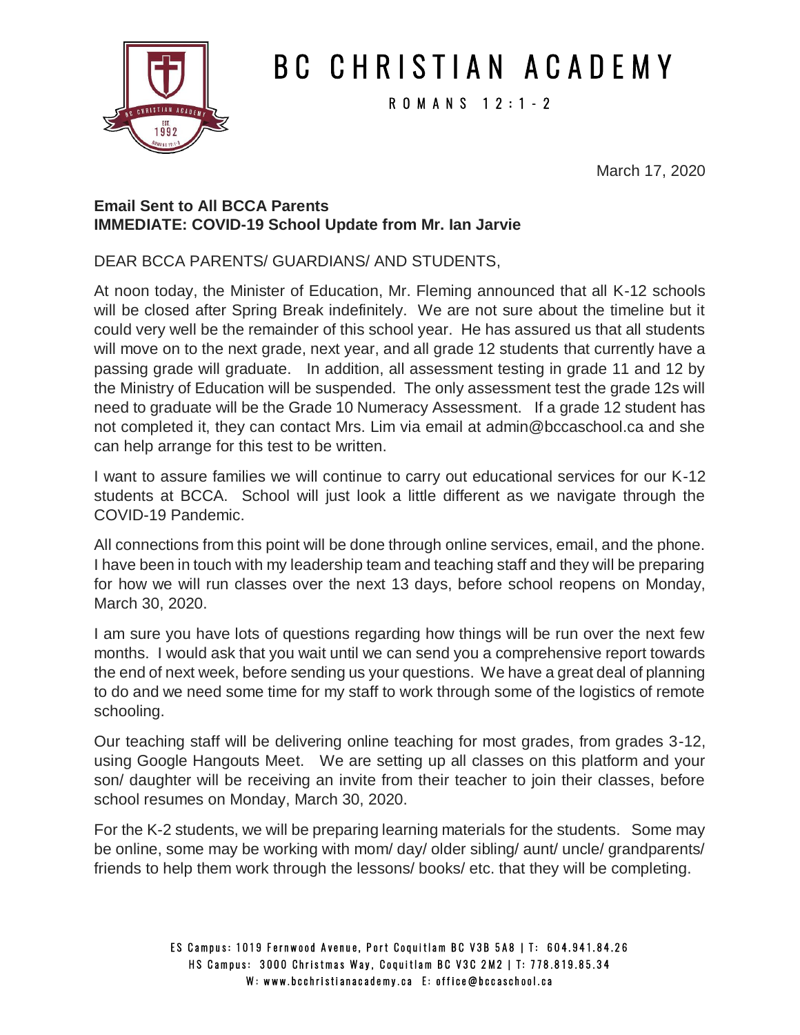# BC CHRISTIAN ACADEMY

ROMANS 12:1-2

March 17, 2020

**Email Sent to All BCCA Parents**
**IMMEDIATE: COVID-19 School Update from Mr. Ian Jarvie**

DEAR BCCA PARENTS/ GUARDIANS/ AND STUDENTS,

At noon today, the Minister of Education, Mr. Fleming announced that all K-12 schools will be closed after Spring Break indefinitely. We are not sure about the timeline but it could very well be the remainder of this school year. He has assured us that all students will move on to the next grade, next year, and all grade 12 students that currently have a passing grade will graduate. In addition, all assessment testing in grade 11 and 12 by the Ministry of Education will be suspended. The only assessment test the grade 12s will need to graduate will be the Grade 10 Numeracy Assessment. If a grade 12 student has not completed it, they can contact Mrs. Lim via email at admin@bccaschool.ca and she can help arrange for this test to be written.

I want to assure families we will continue to carry out educational services for our K-12 students at BCCA. School will just look a little different as we navigate through the COVID-19 Pandemic.

All connections from this point will be done through online services, email, and the phone. I have been in touch with my leadership team and teaching staff and they will be preparing for how we will run classes over the next 13 days, before school reopens on Monday, March 30, 2020.

I am sure you have lots of questions regarding how things will be run over the next few months. I would ask that you wait until we can send you a comprehensive report towards the end of next week, before sending us your questions. We have a great deal of planning to do and we need some time for my staff to work through some of the logistics of remote schooling.

Our teaching staff will be delivering online teaching for most grades, from grades 3-12, using Google Hangouts Meet. We are setting up all classes on this platform and your son/ daughter will be receiving an invite from their teacher to join their classes, before school resumes on Monday, March 30, 2020.

For the K-2 students, we will be preparing learning materials for the students. Some may be online, some may be working with mom/ day/ older sibling/ aunt/ uncle/ grandparents/ friends to help them work through the lessons/ books/ etc. that they will be completing.

ES Campus: 1019 Fernwood Avenue, Port Coquitlam BC V3B 5A8 | T: 604.941.84.26
HS Campus: 3000 Christmas Way, Coquitlam BC V3C 2M2 | T: 778.819.85.34
W: www.bcchristianacademy.ca E: office@bccaschool.ca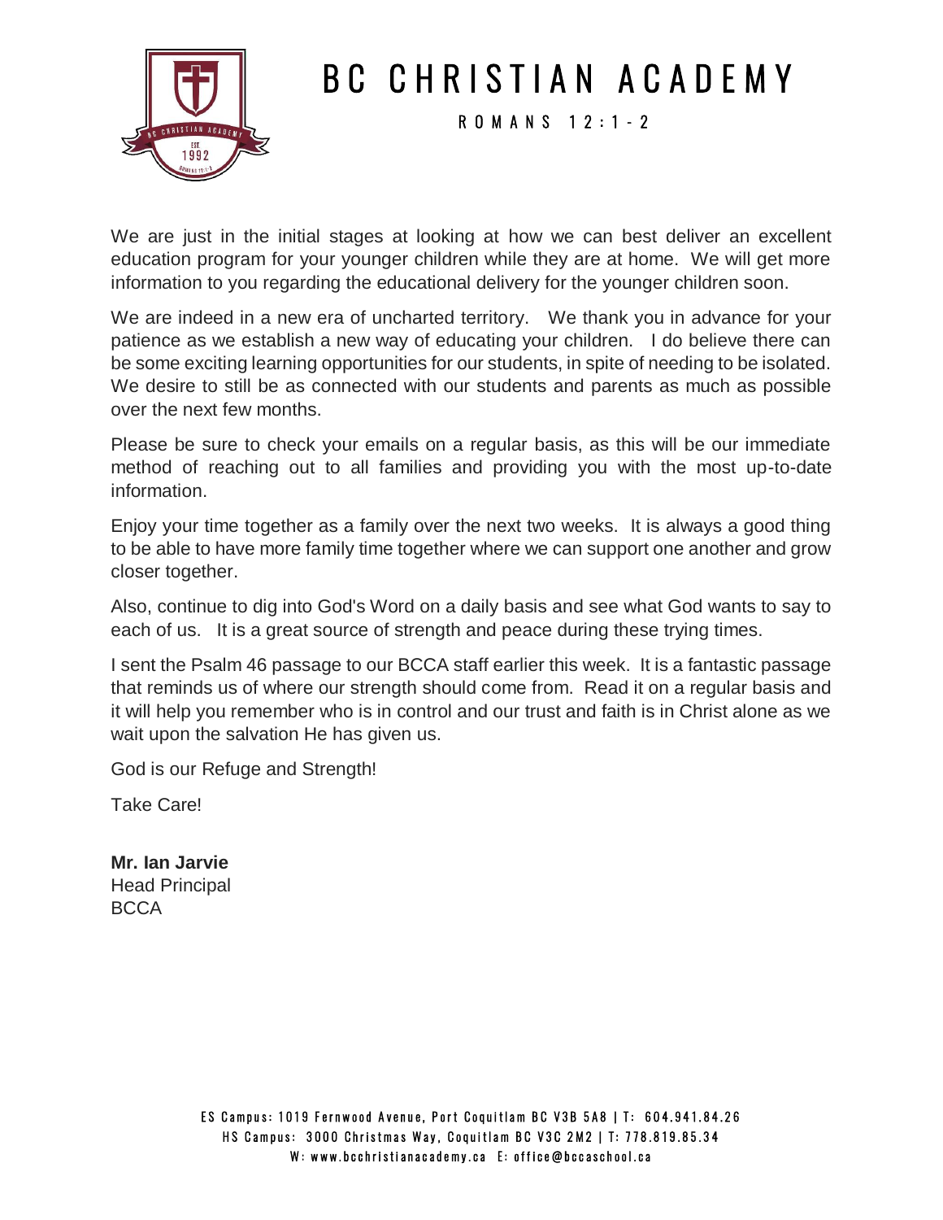We are just in the initial stages at looking at how we can best deliver an excellent education program for your younger children while they are at home. We will get more information to you regarding the educational delivery for the younger children soon.

We are indeed in a new era of uncharted territory. We thank you in advance for your patience as we establish a new way of educating your children. I do believe there can be some exciting learning opportunities for our students, in spite of needing to be isolated. We desire to still be as connected with our students and parents as much as possible over the next few months.

Please be sure to check your emails on a regular basis, as this will be our immediate method of reaching out to all families and providing you with the most up-to-date information.

Enjoy your time together as a family over the next two weeks. It is always a good thing to be able to have more family time together where we can support one another and grow closer together.

Also, continue to dig into God's Word on a daily basis and see what God wants to say to each of us. It is a great source of strength and peace during these trying times.

I sent the Psalm 46 passage to our BCCA staff earlier this week. It is a fantastic passage that reminds us of where our strength should come from. Read it on a regular basis and it will help you remember who is in control and our trust and faith is in Christ alone as we wait upon the salvation He has given us.

God is our Refuge and Strength!

Take Care!

**Mr. Ian Jarvie**
Head Principal
BCCA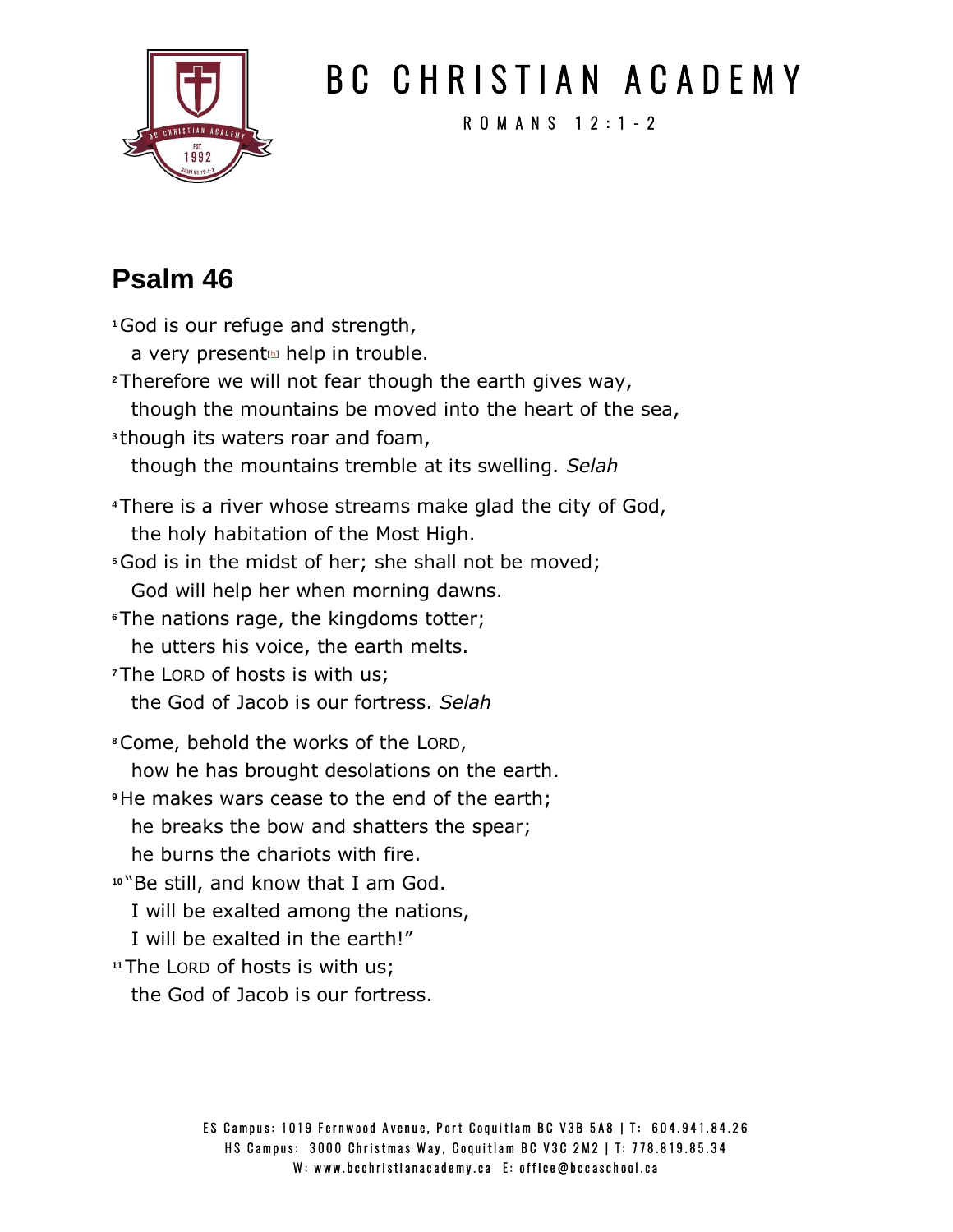# Psalm 46

[1] God is our refuge and strength,
a very present[b] help in trouble.
[2] Therefore we will not fear though the earth gives way,
though the mountains be moved into the heart of the sea,
[3] though its waters roar and foam,
though the mountains tremble at its swelling. *Selah*

[4] There is a river whose streams make glad the city of God,
the holy habitation of the Most High.
[5] God is in the midst of her; she shall not be moved;
God will help her when morning dawns.
[6] The nations rage, the kingdoms totter;
he utters his voice, the earth melts.
[7] The LORD of hosts is with us;
the God of Jacob is our fortress. *Selah*

[8] Come, behold the works of the LORD,
how he has brought desolations on the earth.
[9] He makes wars cease to the end of the earth;
he breaks the bow and shatters the spear;
he burns the chariots with fire.
[10] "Be still, and know that I am God.
I will be exalted among the nations,
I will be exalted in the earth!"
[11] The LORD of hosts is with us;
the God of Jacob is our fortress.